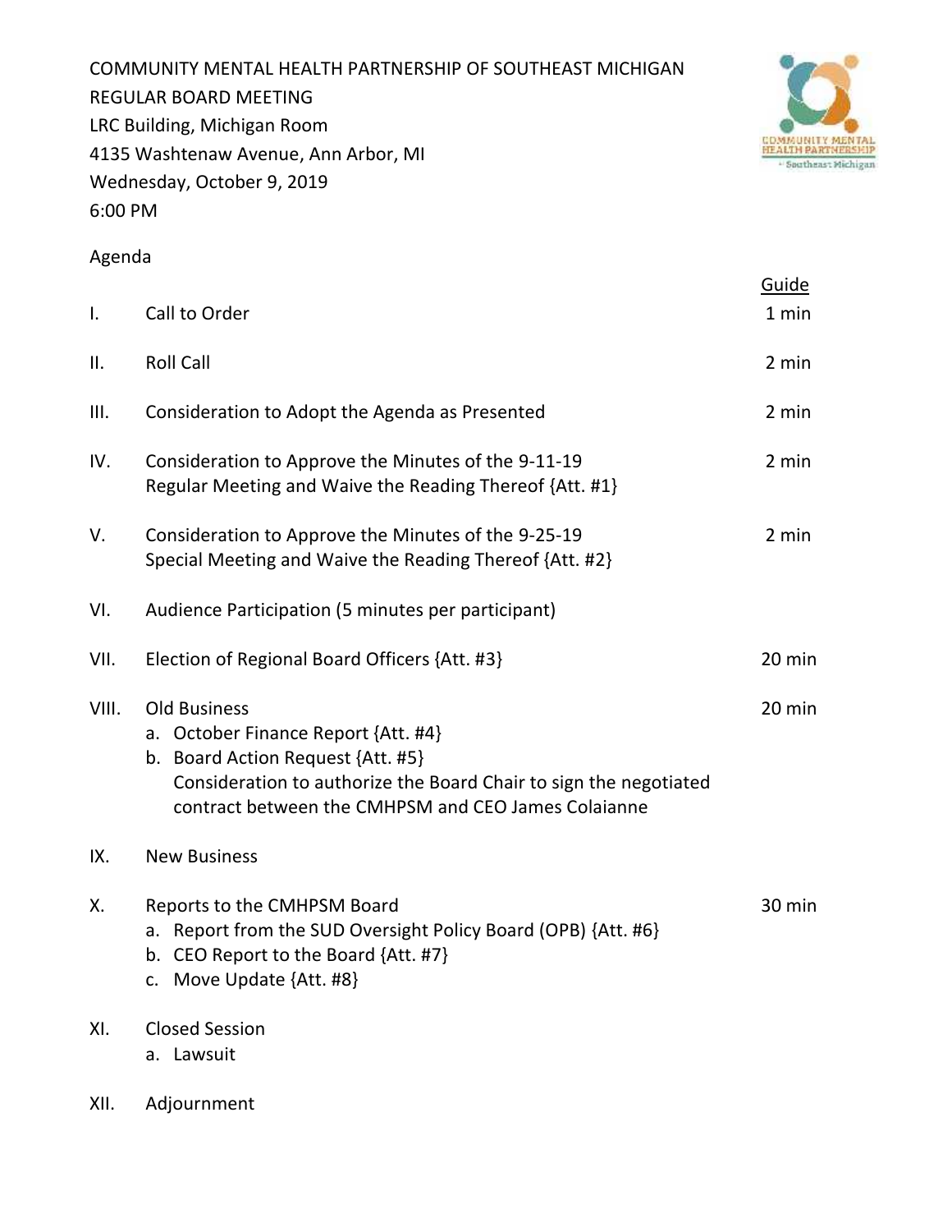COMMUNITY MENTAL HEALTH PARTNERSHIP OF SOUTHEAST MICHIGAN
REGULAR BOARD MEETING
LRC Building, Michigan Room
4135 Washtenaw Avenue, Ann Arbor, MI
Wednesday, October 9, 2019
6:00 PM

Agenda

| | | Guide |
|---|---|---|
| I. | Call to Order | 1 min |
| II. | Roll Call | 2 min |
| III. | Consideration to Adopt the Agenda as Presented | 2 min |
| IV. | Consideration to Approve the Minutes of the 9-11-19 Regular Meeting and Waive the Reading Thereof {Att. #1} | 2 min |
| V. | Consideration to Approve the Minutes of the 9-25-19 Special Meeting and Waive the Reading Thereof {Att. #2} | 2 min |
| VI. | Audience Participation (5 minutes per participant) | |
| VII. | Election of Regional Board Officers {Att. #3} | 20 min |
| VIII. | Old Business<br>a. October Finance Report {Att. #4}<br>b. Board Action Request {Att. #5}<br>Consideration to authorize the Board Chair to sign the negotiated contract between the CMHPSM and CEO James Colaianne | 20 min |
| IX. | New Business | |
| X. | Reports to the CMHPSM Board<br>a. Report from the SUD Oversight Policy Board (OPB) {Att. #6}<br>b. CEO Report to the Board {Att. #7}<br>c. Move Update {Att. #8} | 30 min |
| XI. | Closed Session<br>a. Lawsuit | |
| XII. | Adjournment | |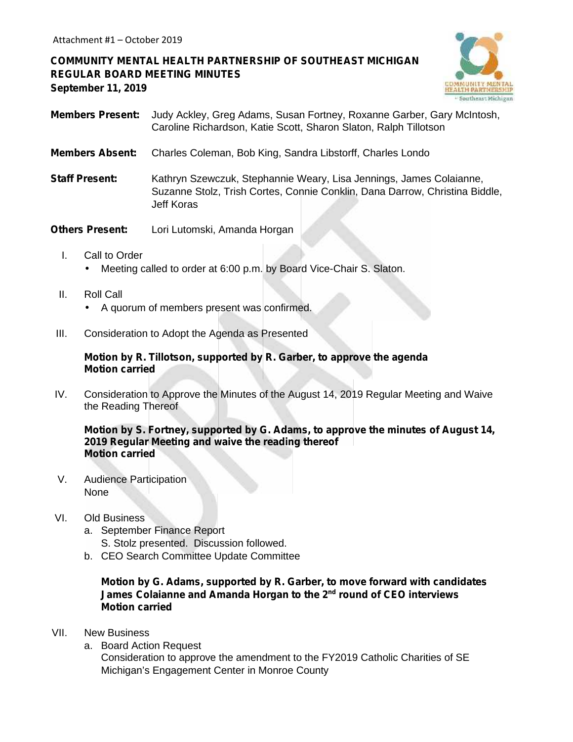Attachment #1 – October 2019

**COMMUNITY MENTAL HEALTH PARTNERSHIP OF SOUTHEAST MICHIGAN**
**REGULAR BOARD MEETING MINUTES**
**September 11, 2019**

**Members Present:** Judy Ackley, Greg Adams, Susan Fortney, Roxanne Garber, Gary McIntosh, Caroline Richardson, Katie Scott, Sharon Slaton, Ralph Tillotson

**Members Absent:** Charles Coleman, Bob King, Sandra Libstorff, Charles Londo

**Staff Present:** Kathryn Szewczuk, Stephannie Weary, Lisa Jennings, James Colaianne, Suzanne Stolz, Trish Cortes, Connie Conklin, Dana Darrow, Christina Biddle, Jeff Koras

**Others Present:** Lori Lutomski, Amanda Horgan

I. Call to Order
   - Meeting called to order at 6:00 p.m. by Board Vice-Chair S. Slaton.

II. Roll Call
   - A quorum of members present was confirmed.

III. Consideration to Adopt the Agenda as Presented

   **Motion by R. Tillotson, supported by R. Garber, to approve the agenda**
   **Motion carried**

IV. Consideration to Approve the Minutes of the August 14, 2019 Regular Meeting and Waive the Reading Thereof

   **Motion by S. Fortney, supported by G. Adams, to approve the minutes of August 14, 2019 Regular Meeting and waive the reading thereof**
   **Motion carried**

V. Audience Participation
   None

VI. Old Business
   a. September Finance Report
      S. Stolz presented. Discussion followed.
   b. CEO Search Committee Update Committee

      **Motion by G. Adams, supported by R. Garber, to move forward with candidates James Colaianne and Amanda Horgan to the 2nd round of CEO interviews**
      **Motion carried**

VII. New Business
   a. Board Action Request
      Consideration to approve the amendment to the FY2019 Catholic Charities of SE Michigan's Engagement Center in Monroe County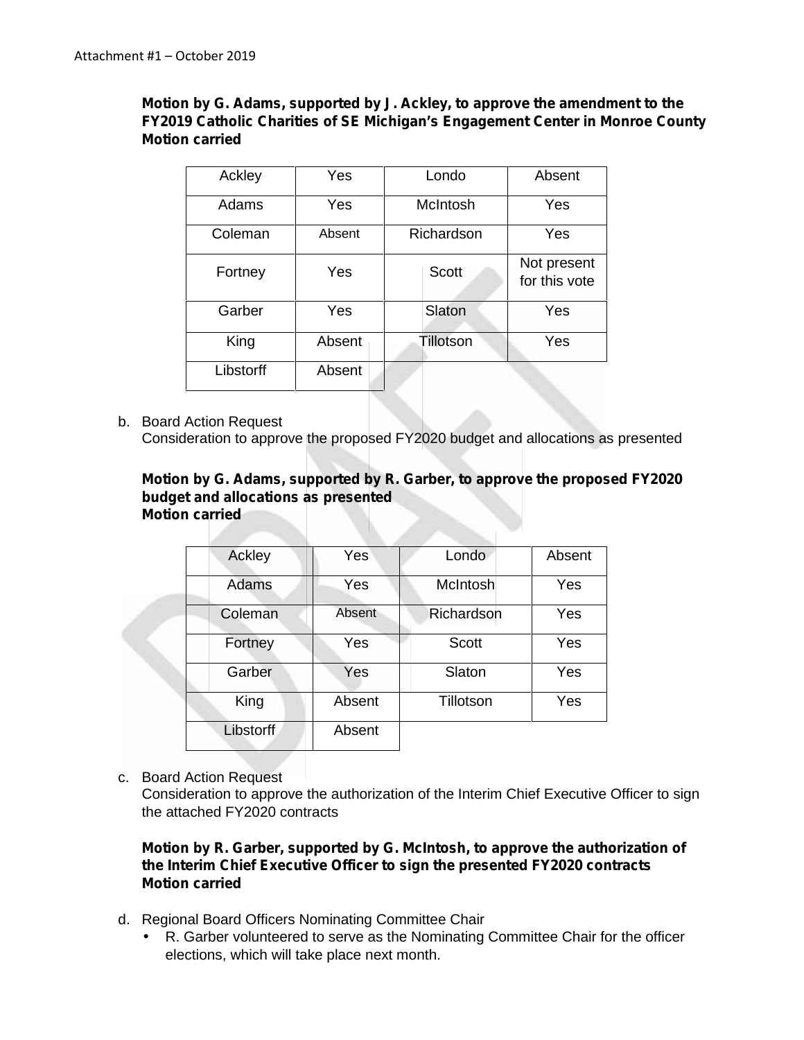Attachment #1 – October 2019

**Motion by G. Adams, supported by J. Ackley, to approve the amendment to the FY2019 Catholic Charities of SE Michigan's Engagement Center in Monroe County**
**Motion carried**

| Ackley | Yes | Londo | Absent |
|---|---|---|---|
| Adams | Yes | McIntosh | Yes |
| Coleman | Absent | Richardson | Yes |
| Fortney | Yes | Scott | Not present for this vote |
| Garber | Yes | Slaton | Yes |
| King | Absent | Tillotson | Yes |
| Libstorff | Absent | | |

b. Board Action Request
   Consideration to approve the proposed FY2020 budget and allocations as presented

   **Motion by G. Adams, supported by R. Garber, to approve the proposed FY2020 budget and allocations as presented**
   **Motion carried**

| Ackley | Yes | Londo | Absent |
|---|---|---|---|
| Adams | Yes | McIntosh | Yes |
| Coleman | Absent | Richardson | Yes |
| Fortney | Yes | Scott | Yes |
| Garber | Yes | Slaton | Yes |
| King | Absent | Tillotson | Yes |
| Libstorff | Absent | | |

c. Board Action Request
   Consideration to approve the authorization of the Interim Chief Executive Officer to sign the attached FY2020 contracts

   **Motion by R. Garber, supported by G. McIntosh, to approve the authorization of the Interim Chief Executive Officer to sign the presented FY2020 contracts**
   **Motion carried**

d. Regional Board Officers Nominating Committee Chair
   - R. Garber volunteered to serve as the Nominating Committee Chair for the officer elections, which will take place next month.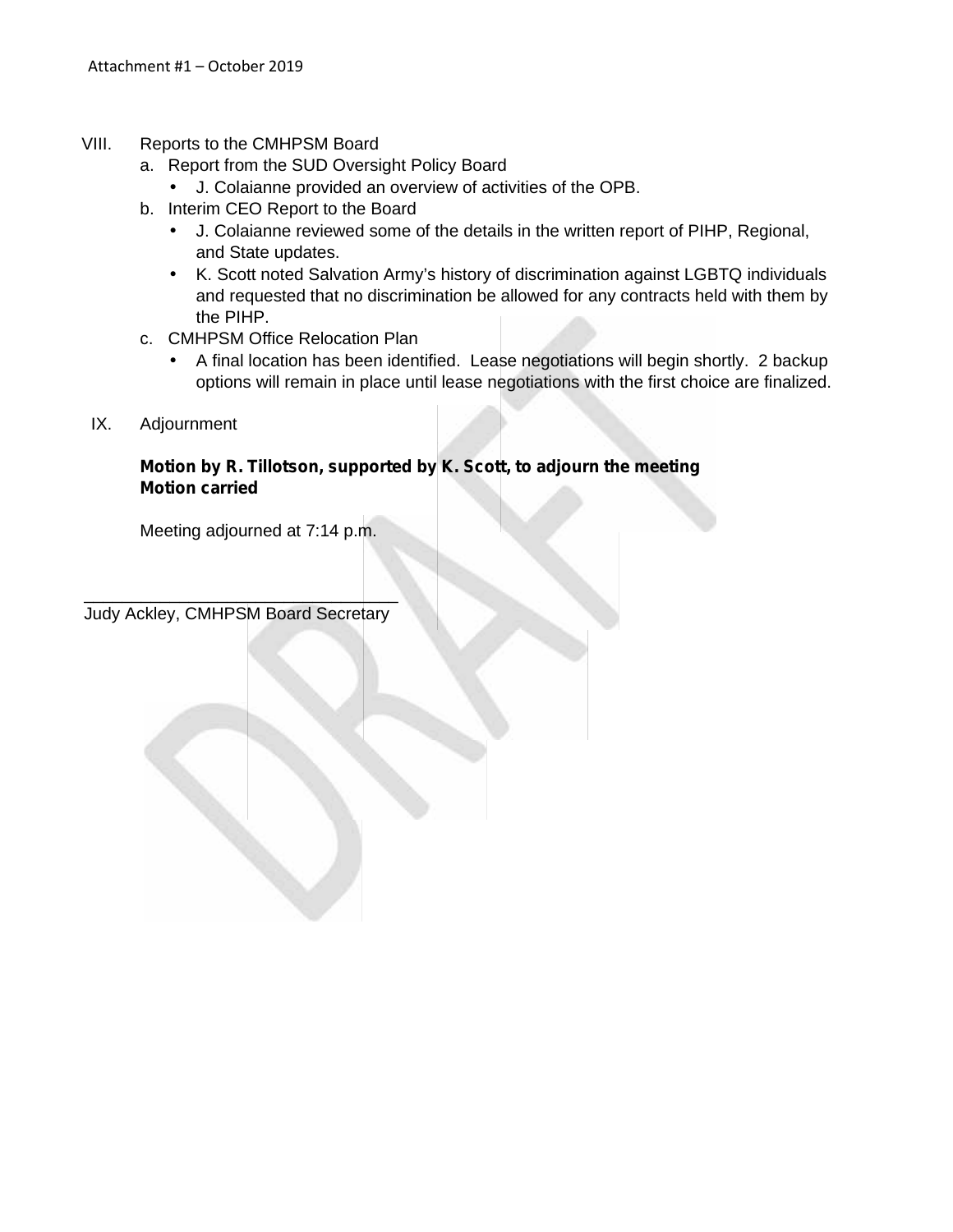VIII. Reports to the CMHPSM Board

a. Report from the SUD Oversight Policy Board
   - J. Colaianne provided an overview of activities of the OPB.

b. Interim CEO Report to the Board
   - J. Colaianne reviewed some of the details in the written report of PIHP, Regional, and State updates.
   - K. Scott noted Salvation Army's history of discrimination against LGBTQ individuals and requested that no discrimination be allowed for any contracts held with them by the PIHP.

c. CMHPSM Office Relocation Plan
   - A final location has been identified. Lease negotiations will begin shortly. 2 backup options will remain in place until lease negotiations with the first choice are finalized.

IX. Adjournment

**Motion by R. Tillotson, supported by K. Scott, to adjourn the meeting**
**Motion carried**

Meeting adjourned at 7:14 p.m.

\_\_\_\_\_\_\_\_\_\_\_\_\_\_\_\_\_\_\_\_\_\_\_\_\_\_\_\_\_\_\_\_\_\_

Judy Ackley, CMHPSM Board Secretary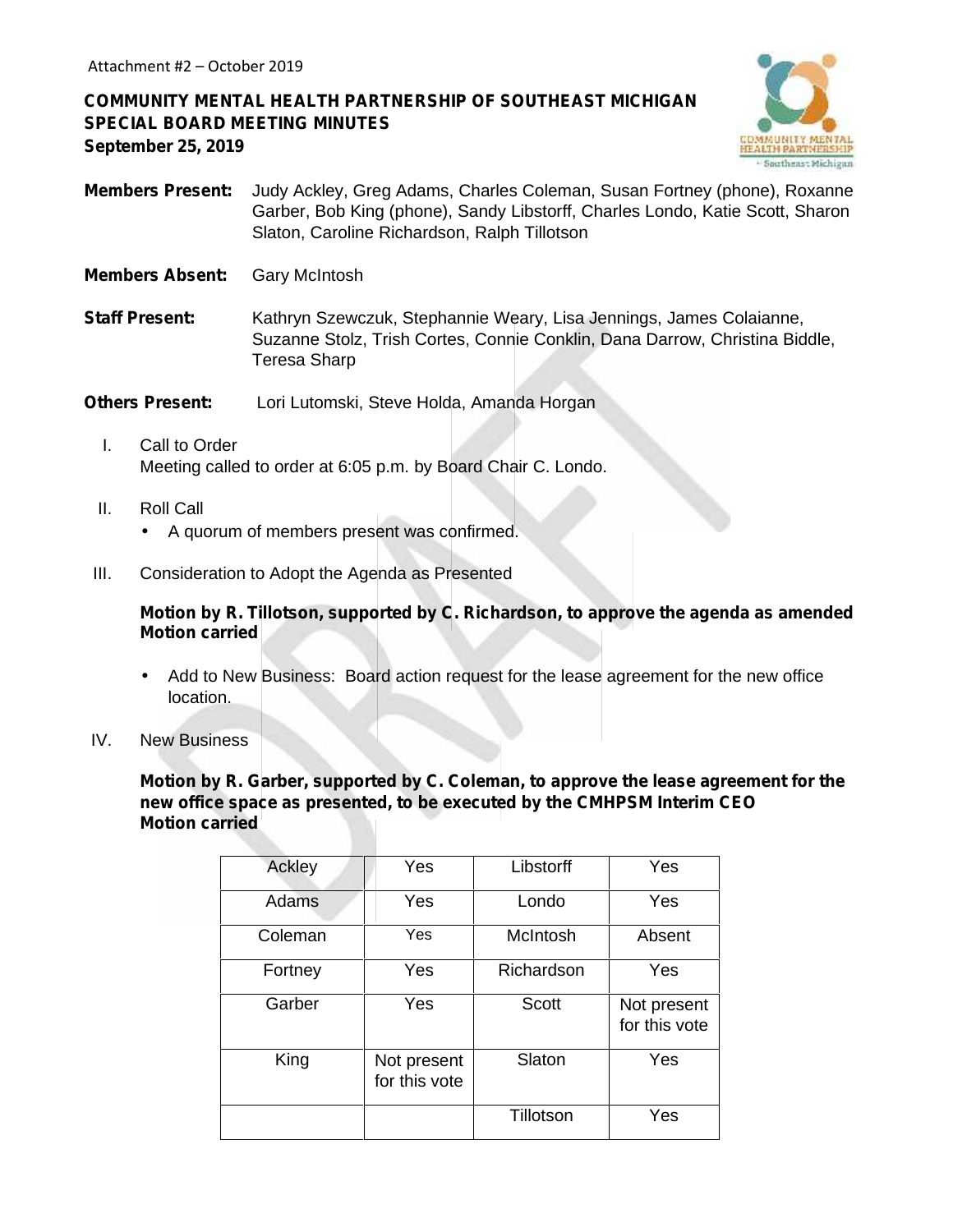Attachment #2 – October 2019

**COMMUNITY MENTAL HEALTH PARTNERSHIP OF SOUTHEAST MICHIGAN**
**SPECIAL BOARD MEETING MINUTES**
**September 25, 2019**

**Members Present:** Judy Ackley, Greg Adams, Charles Coleman, Susan Fortney (phone), Roxanne Garber, Bob King (phone), Sandy Libstorff, Charles Londo, Katie Scott, Sharon Slaton, Caroline Richardson, Ralph Tillotson

**Members Absent:** Gary McIntosh

**Staff Present:** Kathryn Szewczuk, Stephannie Weary, Lisa Jennings, James Colaianne, Suzanne Stolz, Trish Cortes, Connie Conklin, Dana Darrow, Christina Biddle, Teresa Sharp

**Others Present:** Lori Lutomski, Steve Holda, Amanda Horgan

I. Call to Order
Meeting called to order at 6:05 p.m. by Board Chair C. Londo.

II. Roll Call
- A quorum of members present was confirmed.

III. Consideration to Adopt the Agenda as Presented

**Motion by R. Tillotson, supported by C. Richardson, to approve the agenda as amended**
**Motion carried**

- Add to New Business: Board action request for the lease agreement for the new office location.

IV. New Business

**Motion by R. Garber, supported by C. Coleman, to approve the lease agreement for the new office space as presented, to be executed by the CMHPSM Interim CEO**
**Motion carried**

| Ackley | Yes | Libstorff | Yes |
|---|---|---|---|
| Adams | Yes | Londo | Yes |
| Coleman | Yes | McIntosh | Absent |
| Fortney | Yes | Richardson | Yes |
| Garber | Yes | Scott | Not present for this vote |
| King | Not present for this vote | Slaton | Yes |
| | | Tillotson | Yes |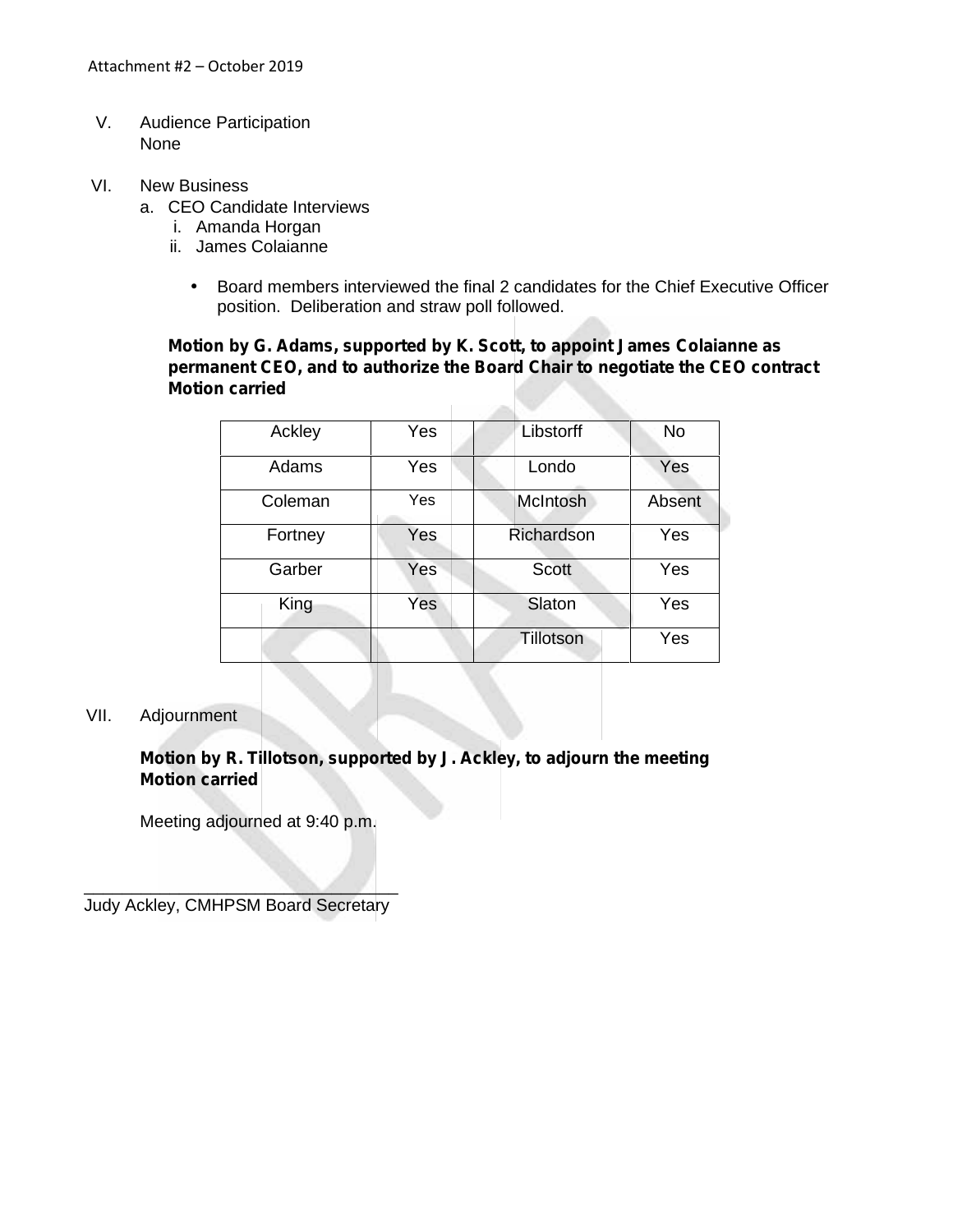Attachment #2 – October 2019

V. Audience Participation
None

VI. New Business

a. CEO Candidate Interviews
   i. Amanda Horgan
   ii. James Colaianne

- Board members interviewed the final 2 candidates for the Chief Executive Officer position. Deliberation and straw poll followed.

**Motion by G. Adams, supported by K. Scott, to appoint James Colaianne as permanent CEO, and to authorize the Board Chair to negotiate the CEO contract**
**Motion carried**

| Ackley | Yes | Libstorff | No |
|---|---|---|---|
| Adams | Yes | Londo | Yes |
| Coleman | Yes | McIntosh | Absent |
| Fortney | Yes | Richardson | Yes |
| Garber | Yes | Scott | Yes |
| King | Yes | Slaton | Yes |
| | | Tillotson | Yes |

VII. Adjournment

**Motion by R. Tillotson, supported by J. Ackley, to adjourn the meeting**
**Motion carried**

Meeting adjourned at 9:40 p.m.

\_\_\_\_\_\_\_\_\_\_\_\_\_\_\_\_\_\_\_\_\_\_\_\_\_\_\_\_\_\_\_\_\_\_

Judy Ackley, CMHPSM Board Secretary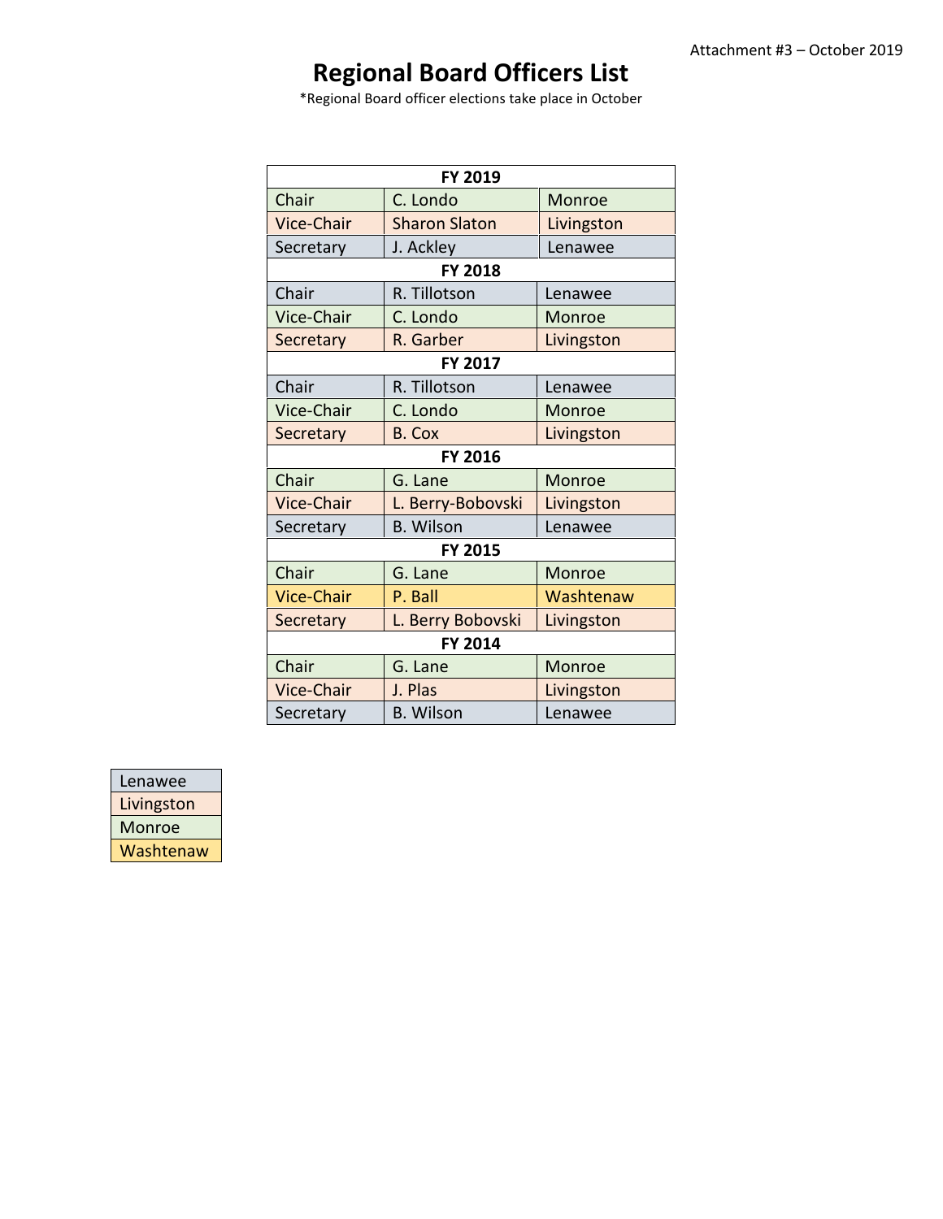Attachment #3 – October 2019

# Regional Board Officers List

*Regional Board officer elections take place in October

| FY 2019 | | |
|---|---|---|
| Chair | C. Londo | Monroe |
| Vice-Chair | Sharon Slaton | Livingston |
| Secretary | J. Ackley | Lenawee |
| **FY 2018** | | |
| Chair | R. Tillotson | Lenawee |
| Vice-Chair | C. Londo | Monroe |
| Secretary | R. Garber | Livingston |
| **FY 2017** | | |
| Chair | R. Tillotson | Lenawee |
| Vice-Chair | C. Londo | Monroe |
| Secretary | B. Cox | Livingston |
| **FY 2016** | | |
| Chair | G. Lane | Monroe |
| Vice-Chair | L. Berry-Bobovski | Livingston |
| Secretary | B. Wilson | Lenawee |
| **FY 2015** | | |
| Chair | G. Lane | Monroe |
| Vice-Chair | P. Ball | Washtenaw |
| Secretary | L. Berry Bobovski | Livingston |
| **FY 2014** | | |
| Chair | G. Lane | Monroe |
| Vice-Chair | J. Plas | Livingston |
| Secretary | B. Wilson | Lenawee |

| Legend |
|---|
| Lenawee |
| Livingston |
| Monroe |
| Washtenaw |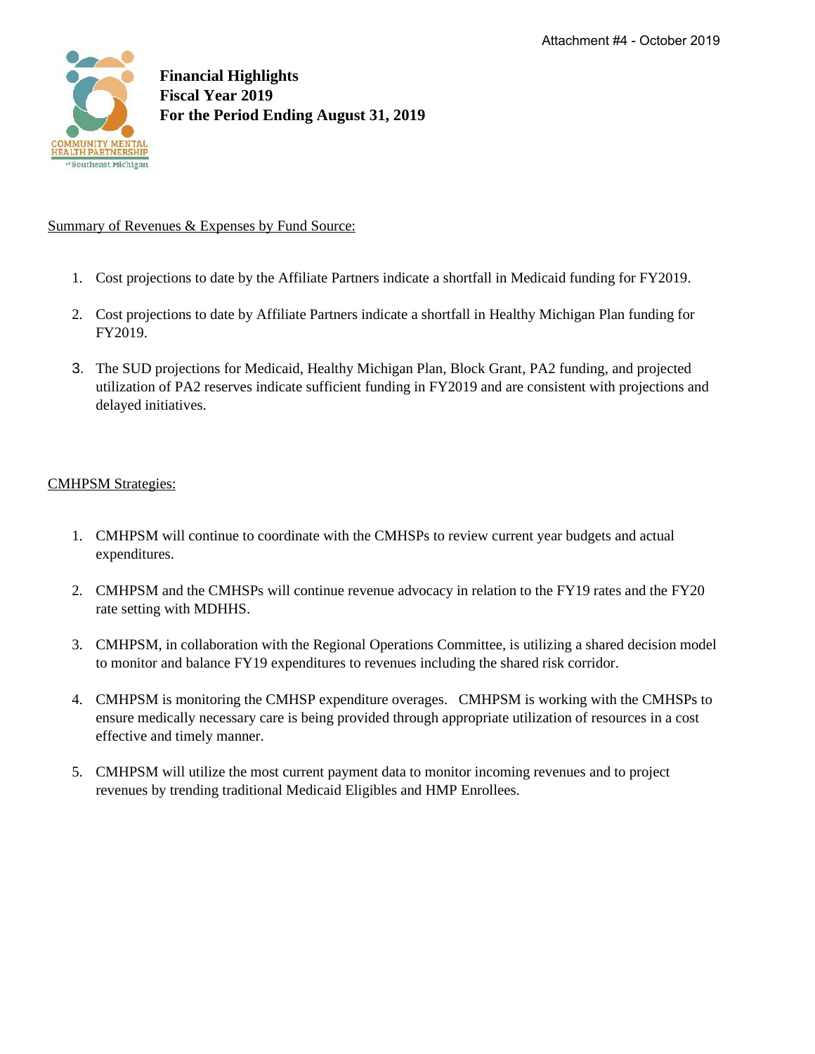Attachment #4 - October 2019

**Financial Highlights**
**Fiscal Year 2019**
**For the Period Ending August 31, 2019**

Summary of Revenues & Expenses by Fund Source:

1. Cost projections to date by the Affiliate Partners indicate a shortfall in Medicaid funding for FY2019.

2. Cost projections to date by Affiliate Partners indicate a shortfall in Healthy Michigan Plan funding for FY2019.

3. The SUD projections for Medicaid, Healthy Michigan Plan, Block Grant, PA2 funding, and projected utilization of PA2 reserves indicate sufficient funding in FY2019 and are consistent with projections and delayed initiatives.

CMHPSM Strategies:

1. CMHPSM will continue to coordinate with the CMHSPs to review current year budgets and actual expenditures.

2. CMHPSM and the CMHSPs will continue revenue advocacy in relation to the FY19 rates and the FY20 rate setting with MDHHS.

3. CMHPSM, in collaboration with the Regional Operations Committee, is utilizing a shared decision model to monitor and balance FY19 expenditures to revenues including the shared risk corridor.

4. CMHPSM is monitoring the CMHSP expenditure overages. CMHPSM is working with the CMHSPs to ensure medically necessary care is being provided through appropriate utilization of resources in a cost effective and timely manner.

5. CMHPSM will utilize the most current payment data to monitor incoming revenues and to project revenues by trending traditional Medicaid Eligibles and HMP Enrollees.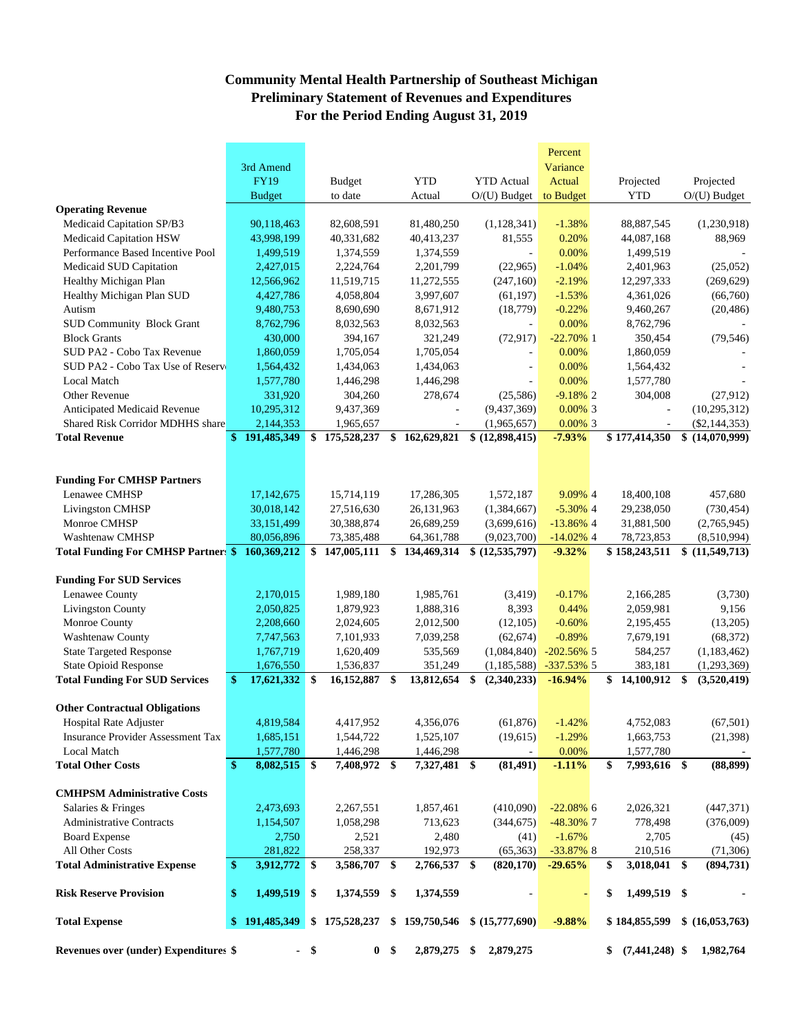# Community Mental Health Partnership of Southeast Michigan
## Preliminary Statement of Revenues and Expenditures
### For the Period Ending August 31, 2019

| | 3rd Amend FY19 Budget | Budget to date | YTD Actual | YTD Actual O/(U) Budget | Percent Variance Actual to Budget | | Projected YTD | Projected O/(U) Budget |
|---|---|---|---|---|---|---|---|---|
| **Operating Revenue** | | | | | | | | |
| Medicaid Capitation SP/B3 | 90,118,463 | 82,608,591 | 81,480,250 | (1,128,341) | -1.38% | | 88,887,545 | (1,230,918) |
| Medicaid Capitation HSW | 43,998,199 | 40,331,682 | 40,413,237 | 81,555 | 0.20% | | 44,087,168 | 88,969 |
| Performance Based Incentive Pool | 1,499,519 | 1,374,559 | 1,374,559 | - | 0.00% | | 1,499,519 | - |
| Medicaid SUD Capitation | 2,427,015 | 2,224,764 | 2,201,799 | (22,965) | -1.04% | | 2,401,963 | (25,052) |
| Healthy Michigan Plan | 12,566,962 | 11,519,715 | 11,272,555 | (247,160) | -2.19% | | 12,297,333 | (269,629) |
| Healthy Michigan Plan SUD | 4,427,786 | 4,058,804 | 3,997,607 | (61,197) | -1.53% | | 4,361,026 | (66,760) |
| Autism | 9,480,753 | 8,690,690 | 8,671,912 | (18,779) | -0.22% | | 9,460,267 | (20,486) |
| SUD Community Block Grant | 8,762,796 | 8,032,563 | 8,032,563 | - | 0.00% | | 8,762,796 | - |
| Block Grants | 430,000 | 394,167 | 321,249 | (72,917) | -22.70% | 1 | 350,454 | (79,546) |
| SUD PA2 - Cobo Tax Revenue | 1,860,059 | 1,705,054 | 1,705,054 | - | 0.00% | | 1,860,059 | - |
| SUD PA2 - Cobo Tax Use of Reserve | 1,564,432 | 1,434,063 | 1,434,063 | - | 0.00% | | 1,564,432 | - |
| Local Match | 1,577,780 | 1,446,298 | 1,446,298 | - | 0.00% | | 1,577,780 | - |
| Other Revenue | 331,920 | 304,260 | 278,674 | (25,586) | -9.18% | 2 | 304,008 | (27,912) |
| Anticipated Medicaid Revenue | 10,295,312 | 9,437,369 | - | (9,437,369) | 0.00% | 3 | - | (10,295,312) |
| Shared Risk Corridor MDHHS share | 2,144,353 | 1,965,657 | - | (1,965,657) | 0.00% | 3 | - | ($2,144,353) |
| **Total Revenue** | **$ 191,485,349** | **$ 175,528,237** | **$ 162,629,821** | **$ (12,898,415)** | **-7.93%** | | **$ 177,414,350** | **$ (14,070,999)** |
| | | | | | | | | |
| **Funding For CMHSP Partners** | | | | | | | | |
| Lenawee CMHSP | 17,142,675 | 15,714,119 | 17,286,305 | 1,572,187 | 9.09% | 4 | 18,400,108 | 457,680 |
| Livingston CMHSP | 30,018,142 | 27,516,630 | 26,131,963 | (1,384,667) | -5.30% | 4 | 29,238,050 | (730,454) |
| Monroe CMHSP | 33,151,499 | 30,388,874 | 26,689,259 | (3,699,616) | -13.86% | 4 | 31,881,500 | (2,765,945) |
| Washtenaw CMHSP | 80,056,896 | 73,385,488 | 64,361,788 | (9,023,700) | -14.02% | 4 | 78,723,853 | (8,510,994) |
| **Total Funding For CMHSP Partners** | **$ 160,369,212** | **$ 147,005,111** | **$ 134,469,314** | **$ (12,535,797)** | **-9.32%** | | **$ 158,243,511** | **$ (11,549,713)** |
| | | | | | | | | |
| **Funding For SUD Services** | | | | | | | | |
| Lenawee County | 2,170,015 | 1,989,180 | 1,985,761 | (3,419) | -0.17% | | 2,166,285 | (3,730) |
| Livingston County | 2,050,825 | 1,879,923 | 1,888,316 | 8,393 | 0.44% | | 2,059,981 | 9,156 |
| Monroe County | 2,208,660 | 2,024,605 | 2,012,500 | (12,105) | -0.60% | | 2,195,455 | (13,205) |
| Washtenaw County | 7,747,563 | 7,101,933 | 7,039,258 | (62,674) | -0.89% | | 7,679,191 | (68,372) |
| State Targeted Response | 1,767,719 | 1,620,409 | 535,569 | (1,084,840) | -202.56% | 5 | 584,257 | (1,183,462) |
| State Opioid Response | 1,676,550 | 1,536,837 | 351,249 | (1,185,588) | -337.53% | 5 | 383,181 | (1,293,369) |
| **Total Funding For SUD Services** | **$ 17,621,332** | **$ 16,152,887** | **$ 13,812,654** | **$ (2,340,233)** | **-16.94%** | | **$ 14,100,912** | **$ (3,520,419)** |
| | | | | | | | | |
| **Other Contractual Obligations** | | | | | | | | |
| Hospital Rate Adjuster | 4,819,584 | 4,417,952 | 4,356,076 | (61,876) | -1.42% | | 4,752,083 | (67,501) |
| Insurance Provider Assessment Tax | 1,685,151 | 1,544,722 | 1,525,107 | (19,615) | -1.29% | | 1,663,753 | (21,398) |
| Local Match | 1,577,780 | 1,446,298 | 1,446,298 | - | 0.00% | | 1,577,780 | - |
| **Total Other Costs** | **$ 8,082,515** | **$ 7,408,972** | **$ 7,327,481** | **$ (81,491)** | **-1.11%** | | **$ 7,993,616** | **$ (88,899)** |
| | | | | | | | | |
| **CMHPSM Administrative Costs** | | | | | | | | |
| Salaries & Fringes | 2,473,693 | 2,267,551 | 1,857,461 | (410,090) | -22.08% | 6 | 2,026,321 | (447,371) |
| Administrative Contracts | 1,154,507 | 1,058,298 | 713,623 | (344,675) | -48.30% | 7 | 778,498 | (376,009) |
| Board Expense | 2,750 | 2,521 | 2,480 | (41) | -1.67% | | 2,705 | (45) |
| All Other Costs | 281,822 | 258,337 | 192,973 | (65,363) | -33.87% | 8 | 210,516 | (71,306) |
| **Total Administrative Expense** | **$ 3,912,772** | **$ 3,586,707** | **$ 2,766,537** | **$ (820,170)** | **-29.65%** | | **$ 3,018,041** | **$ (894,731)** |
| | | | | | | | | |
| **Risk Reserve Provision** | **$ 1,499,519** | **$ 1,374,559** | **$ 1,374,559** | **-** | **-** | | **$ 1,499,519** | **$ -** |
| | | | | | | | | |
| **Total Expense** | **$ 191,485,349** | **$ 175,528,237** | **$ 159,750,546** | **$ (15,777,690)** | **-9.88%** | | **$ 184,855,599** | **$ (16,053,763)** |
| | | | | | | | | |
| **Revenues over (under) Expenditures** | **$ -** | **$ 0** | **$ 2,879,275** | **$ 2,879,275** | | | **$ (7,441,248)** | **$ 1,982,764** |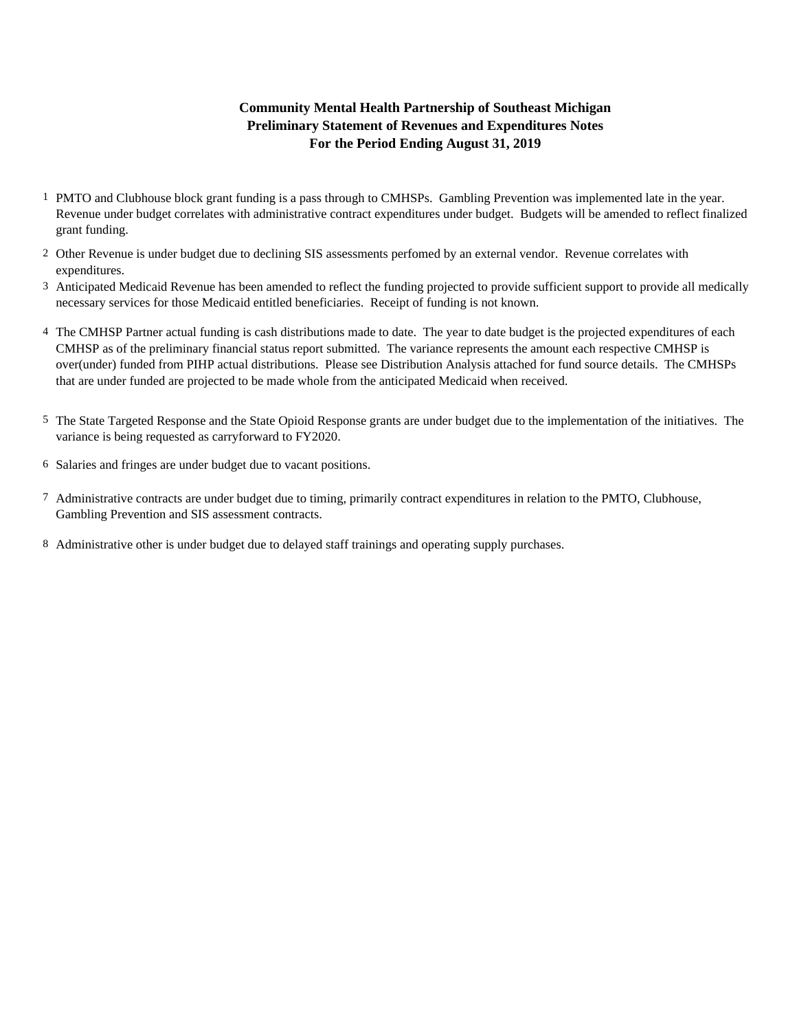# Community Mental Health Partnership of Southeast Michigan
## Preliminary Statement of Revenues and Expenditures Notes
### For the Period Ending August 31, 2019

1. PMTO and Clubhouse block grant funding is a pass through to CMHSPs. Gambling Prevention was implemented late in the year. Revenue under budget correlates with administrative contract expenditures under budget. Budgets will be amended to reflect finalized grant funding.

2. Other Revenue is under budget due to declining SIS assessments perfomed by an external vendor. Revenue correlates with expenditures.

3. Anticipated Medicaid Revenue has been amended to reflect the funding projected to provide sufficient support to provide all medically necessary services for those Medicaid entitled beneficiaries. Receipt of funding is not known.

4. The CMHSP Partner actual funding is cash distributions made to date. The year to date budget is the projected expenditures of each CMHSP as of the preliminary financial status report submitted. The variance represents the amount each respective CMHSP is over(under) funded from PIHP actual distributions. Please see Distribution Analysis attached for fund source details. The CMHSPs that are under funded are projected to be made whole from the anticipated Medicaid when received.

5. The State Targeted Response and the State Opioid Response grants are under budget due to the implementation of the initiatives. The variance is being requested as carryforward to FY2020.

6. Salaries and fringes are under budget due to vacant positions.

7. Administrative contracts are under budget due to timing, primarily contract expenditures in relation to the PMTO, Clubhouse, Gambling Prevention and SIS assessment contracts.

8. Administrative other is under budget due to delayed staff trainings and operating supply purchases.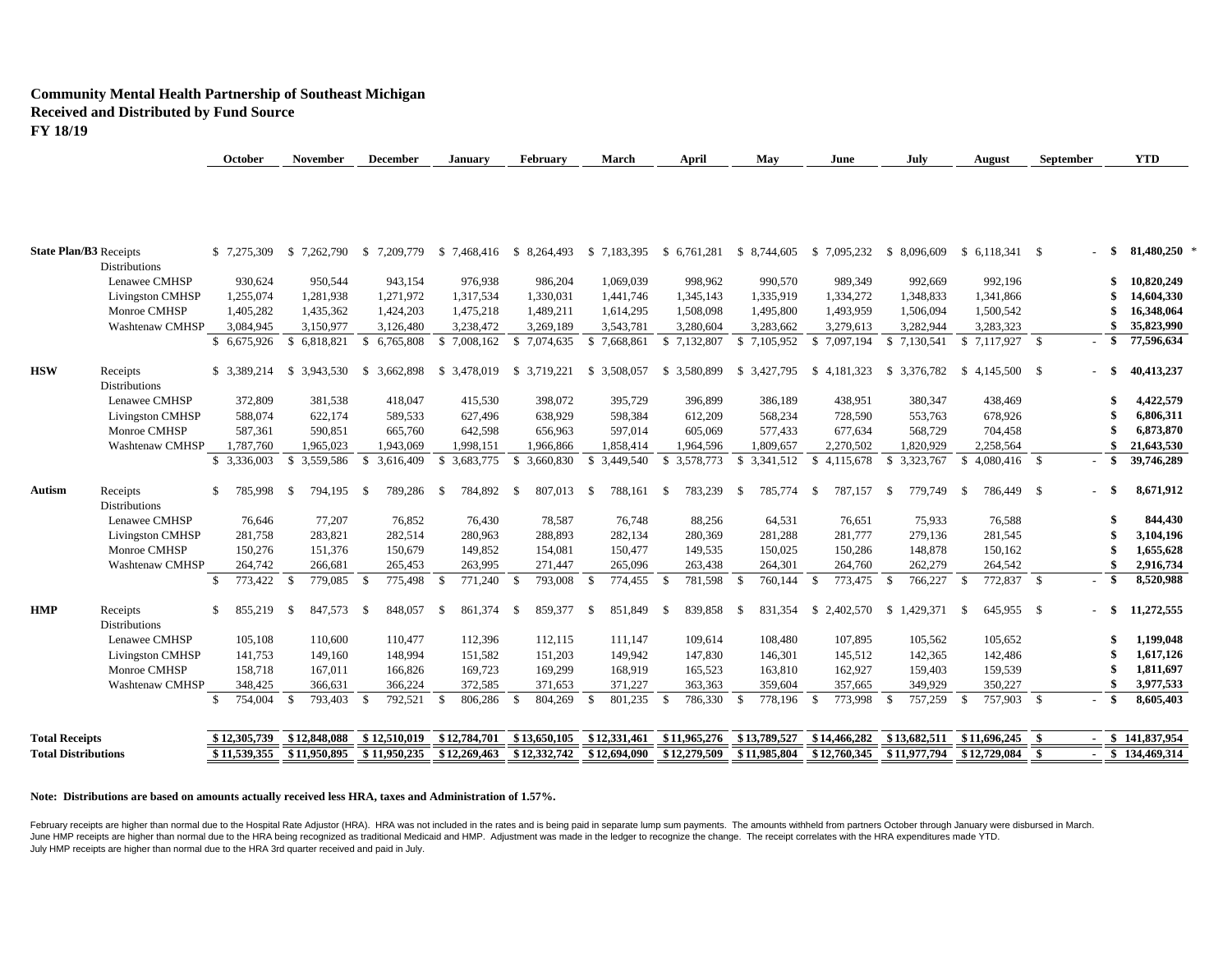**Community Mental Health Partnership of Southeast Michigan**
**Received and Distributed by Fund Source**
**FY 18/19**

| | | October | November | December | January | February | March | April | May | June | July | August | September | YTD |
|---|---|---|---|---|---|---|---|---|---|---|---|---|---|---|
| **State Plan/B3** | Receipts | $ 7,275,309 | $ 7,262,790 | $ 7,209,779 | $ 7,468,416 | $ 8,264,493 | $ 7,183,395 | $ 6,761,281 | $ 8,744,605 | $ 7,095,232 | $ 8,096,609 | $ 6,118,341 | $ - | **$ 81,480,250** * |
| | Distributions | | | | | | | | | | | | | |
| | Lenawee CMHSP | 930,624 | 950,544 | 943,154 | 976,938 | 986,204 | 1,069,039 | 998,962 | 990,570 | 989,349 | 992,669 | 992,196 | | **$ 10,820,249** |
| | Livingston CMHSP | 1,255,074 | 1,281,938 | 1,271,972 | 1,317,534 | 1,330,031 | 1,441,746 | 1,345,143 | 1,335,919 | 1,334,272 | 1,348,833 | 1,341,866 | | **$ 14,604,330** |
| | Monroe CMHSP | 1,405,282 | 1,435,362 | 1,424,203 | 1,475,218 | 1,489,211 | 1,614,295 | 1,508,098 | 1,495,800 | 1,493,959 | 1,506,094 | 1,500,542 | | **$ 16,348,064** |
| | Washtenaw CMHSP | 3,084,945 | 3,150,977 | 3,126,480 | 3,238,472 | 3,269,189 | 3,543,781 | 3,280,604 | 3,283,662 | 3,279,613 | 3,282,944 | 3,283,323 | | **$ 35,823,990** |
| | | $ 6,675,926 | $ 6,818,821 | $ 6,765,808 | $ 7,008,162 | $ 7,074,635 | $ 7,668,861 | $ 7,132,807 | $ 7,105,952 | $ 7,097,194 | $ 7,130,541 | $ 7,117,927 | $ - | **$ 77,596,634** |
| **HSW** | Receipts | $ 3,389,214 | $ 3,943,530 | $ 3,662,898 | $ 3,478,019 | $ 3,719,221 | $ 3,508,057 | $ 3,580,899 | $ 3,427,795 | $ 4,181,323 | $ 3,376,782 | $ 4,145,500 | $ - | **$ 40,413,237** |
| | Distributions | | | | | | | | | | | | | |
| | Lenawee CMHSP | 372,809 | 381,538 | 418,047 | 415,530 | 398,072 | 395,729 | 396,899 | 386,189 | 438,951 | 380,347 | 438,469 | | **$ 4,422,579** |
| | Livingston CMHSP | 588,074 | 622,174 | 589,533 | 627,496 | 638,929 | 598,384 | 612,209 | 568,234 | 728,590 | 553,763 | 678,926 | | **$ 6,806,311** |
| | Monroe CMHSP | 587,361 | 590,851 | 665,760 | 642,598 | 656,963 | 597,014 | 605,069 | 577,433 | 677,634 | 568,729 | 704,458 | | **$ 6,873,870** |
| | Washtenaw CMHSP | 1,787,760 | 1,965,023 | 1,943,069 | 1,998,151 | 1,966,866 | 1,858,414 | 1,964,596 | 1,809,657 | 2,270,502 | 1,820,929 | 2,258,564 | | **$ 21,643,530** |
| | | $ 3,336,003 | $ 3,559,586 | $ 3,616,409 | $ 3,683,775 | $ 3,660,830 | $ 3,449,540 | $ 3,578,773 | $ 3,341,512 | $ 4,115,678 | $ 3,323,767 | $ 4,080,416 | $ - | **$ 39,746,289** |
| **Autism** | Receipts | $ 785,998 | $ 794,195 | $ 789,286 | $ 784,892 | $ 807,013 | $ 788,161 | $ 783,239 | $ 785,774 | $ 787,157 | $ 779,749 | $ 786,449 | $ - | **$ 8,671,912** |
| | Distributions | | | | | | | | | | | | | |
| | Lenawee CMHSP | 76,646 | 77,207 | 76,852 | 76,430 | 78,587 | 76,748 | 88,256 | 64,531 | 76,651 | 75,933 | 76,588 | | **$ 844,430** |
| | Livingston CMHSP | 281,758 | 283,821 | 282,514 | 280,963 | 288,893 | 282,134 | 280,369 | 281,288 | 281,777 | 279,136 | 281,545 | | **$ 3,104,196** |
| | Monroe CMHSP | 150,276 | 151,376 | 150,679 | 149,852 | 154,081 | 150,477 | 149,535 | 150,025 | 150,286 | 148,878 | 150,162 | | **$ 1,655,628** |
| | Washtenaw CMHSP | 264,742 | 266,681 | 265,453 | 263,995 | 271,447 | 265,096 | 263,438 | 264,301 | 264,760 | 262,279 | 264,542 | | **$ 2,916,734** |
| | | $ 773,422 | $ 779,085 | $ 775,498 | $ 771,240 | $ 793,008 | $ 774,455 | $ 781,598 | $ 760,144 | $ 773,475 | $ 766,227 | $ 772,837 | $ - | **$ 8,520,988** |
| **HMP** | Receipts | $ 855,219 | $ 847,573 | $ 848,057 | $ 861,374 | $ 859,377 | $ 851,849 | $ 839,858 | $ 831,354 | $ 2,402,570 | $ 1,429,371 | $ 645,955 | $ - | **$ 11,272,555** |
| | Distributions | | | | | | | | | | | | | |
| | Lenawee CMHSP | 105,108 | 110,600 | 110,477 | 112,396 | 112,115 | 111,147 | 109,614 | 108,480 | 107,895 | 105,562 | 105,652 | | **$ 1,199,048** |
| | Livingston CMHSP | 141,753 | 149,160 | 148,994 | 151,582 | 151,203 | 149,942 | 147,830 | 146,301 | 145,512 | 142,365 | 142,486 | | **$ 1,617,126** |
| | Monroe CMHSP | 158,718 | 167,011 | 166,826 | 169,723 | 169,299 | 168,919 | 165,523 | 163,810 | 162,927 | 159,403 | 159,539 | | **$ 1,811,697** |
| | Washtenaw CMHSP | 348,425 | 366,631 | 366,224 | 372,585 | 371,653 | 371,227 | 363,363 | 359,604 | 357,665 | 349,929 | 350,227 | | **$ 3,977,533** |
| | | $ 754,004 | $ 793,403 | $ 792,521 | $ 806,286 | $ 804,269 | $ 801,235 | $ 786,330 | $ 778,196 | $ 773,998 | $ 757,259 | $ 757,903 | $ - | **$ 8,605,403** |
| **Total Receipts** | | **$ 12,305,739** | **$ 12,848,088** | **$ 12,510,019** | **$ 12,784,701** | **$ 13,650,105** | **$ 12,331,461** | **$ 11,965,276** | **$ 13,789,527** | **$ 14,466,282** | **$ 13,682,511** | **$ 11,696,245** | **$ -** | **$ 141,837,954** |
| **Total Distributions** | | **$ 11,539,355** | **$ 11,950,895** | **$ 11,950,235** | **$ 12,269,463** | **$ 12,332,742** | **$ 12,694,090** | **$ 12,279,509** | **$ 11,985,804** | **$ 12,760,345** | **$ 11,977,794** | **$ 12,729,084** | **$ -** | **$ 134,469,314** |

**Note: Distributions are based on amounts actually received less HRA, taxes and Administration of 1.57%.**

February receipts are higher than normal due to the Hospital Rate Adjustor (HRA). HRA was not included in the rates and is being paid in separate lump sum payments. The amounts withheld from partners October through January were disbursed in March.
June HMP receipts are higher than normal due to the HRA being recognized as traditional Medicaid and HMP. Adjustment was made in the ledger to recognize the change. The receipt correlates with the HRA expenditures made YTD.
July HMP receipts are higher than normal due to the HRA 3rd quarter received and paid in July.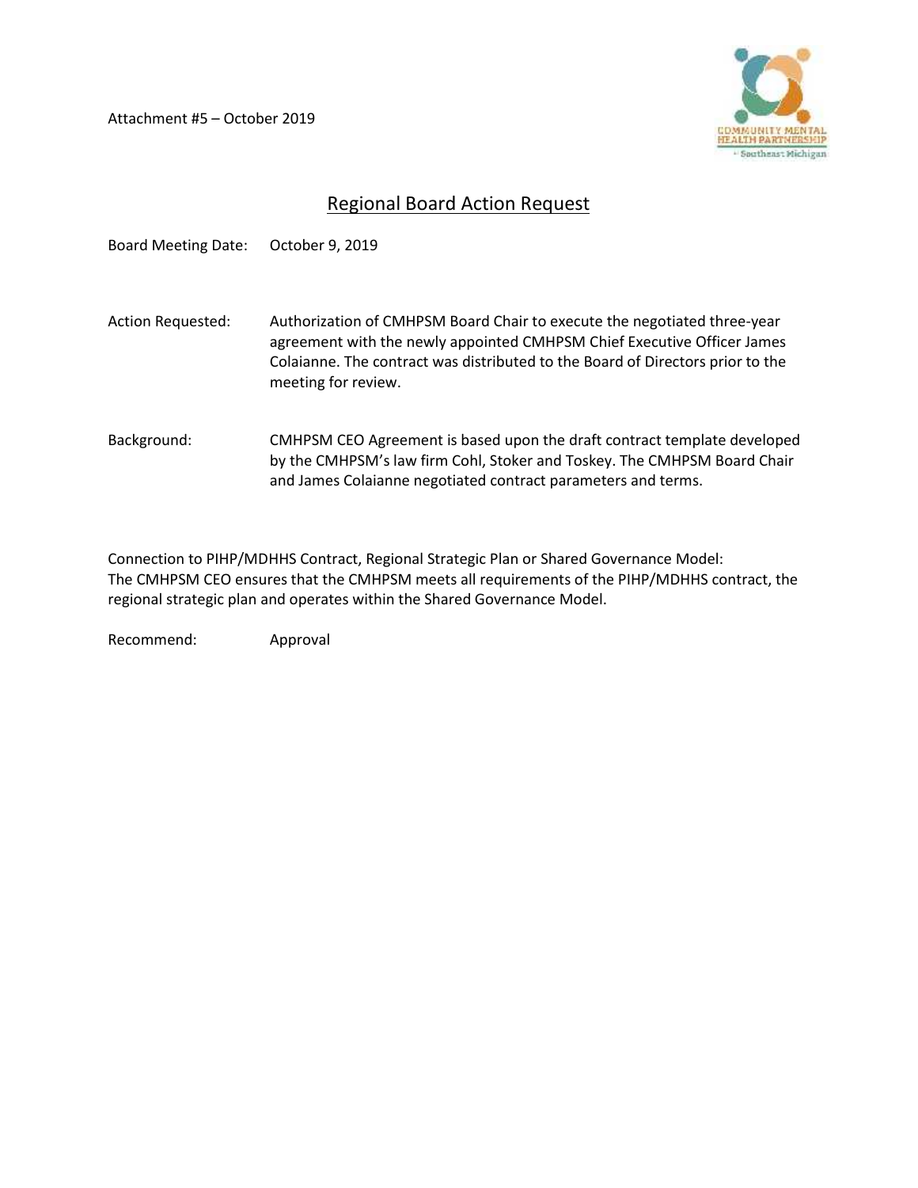Attachment #5 – October 2019

COMMUNITY MENTAL HEALTH PARTNERSHIP
Southeast Michigan

## Regional Board Action Request

Board Meeting Date: October 9, 2019

Action Requested: Authorization of CMHPSM Board Chair to execute the negotiated three-year agreement with the newly appointed CMHPSM Chief Executive Officer James Colaianne. The contract was distributed to the Board of Directors prior to the meeting for review.

Background: CMHPSM CEO Agreement is based upon the draft contract template developed by the CMHPSM's law firm Cohl, Stoker and Toskey. The CMHPSM Board Chair and James Colaianne negotiated contract parameters and terms.

Connection to PIHP/MDHHS Contract, Regional Strategic Plan or Shared Governance Model:
The CMHPSM CEO ensures that the CMHPSM meets all requirements of the PIHP/MDHHS contract, the regional strategic plan and operates within the Shared Governance Model.

Recommend: Approval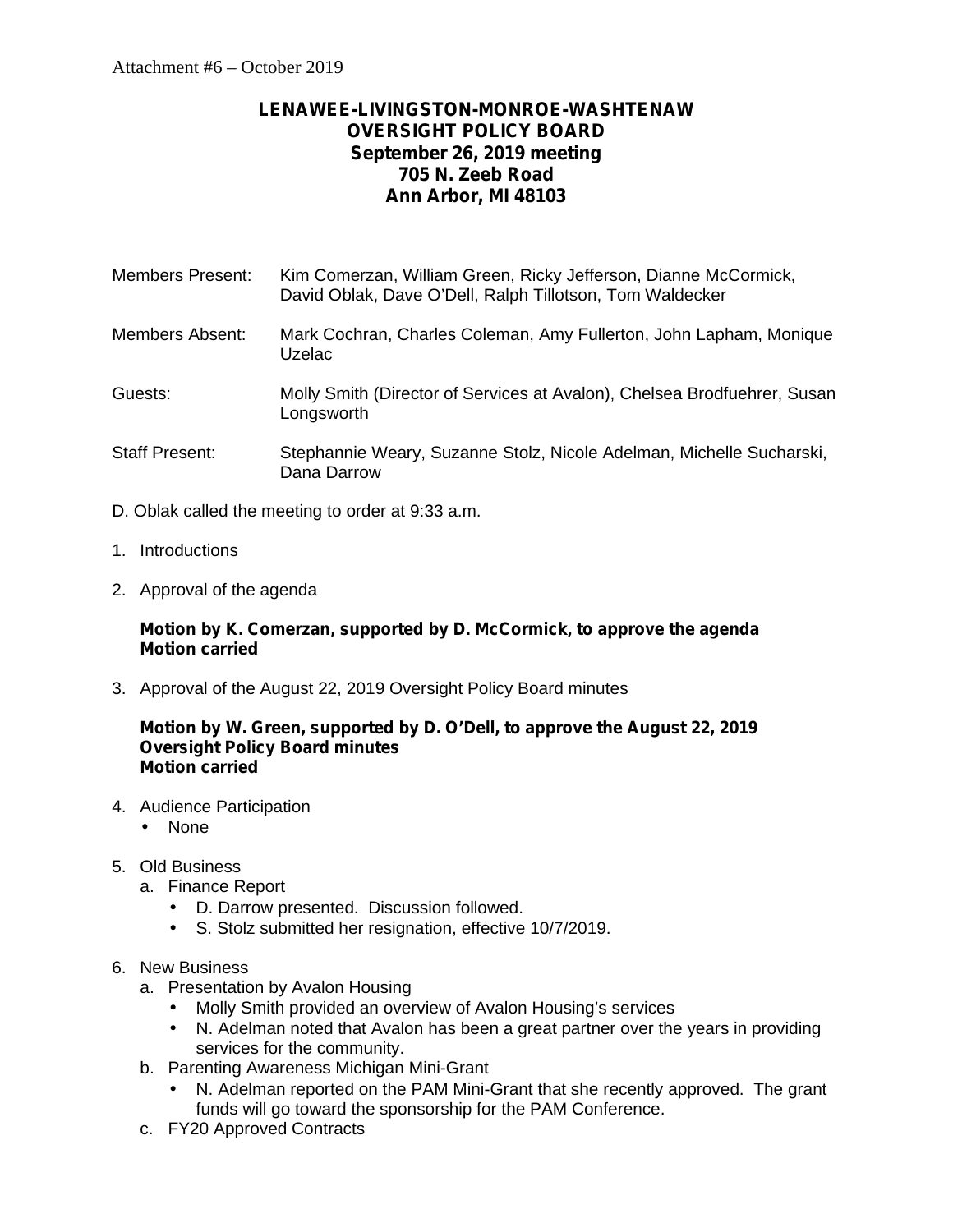Attachment #6 – October 2019

**LENAWEE-LIVINGSTON-MONROE-WASHTENAW**
**OVERSIGHT POLICY BOARD**
**September 26, 2019 meeting**
**705 N. Zeeb Road**
**Ann Arbor, MI 48103**

Members Present: Kim Comerzan, William Green, Ricky Jefferson, Dianne McCormick, David Oblak, Dave O'Dell, Ralph Tillotson, Tom Waldecker

Members Absent: Mark Cochran, Charles Coleman, Amy Fullerton, John Lapham, Monique Uzelac

Guests: Molly Smith (Director of Services at Avalon), Chelsea Brodfuehrer, Susan Longsworth

Staff Present: Stephannie Weary, Suzanne Stolz, Nicole Adelman, Michelle Sucharski, Dana Darrow

D. Oblak called the meeting to order at 9:33 a.m.

1. Introductions

2. Approval of the agenda

   **Motion by K. Comerzan, supported by D. McCormick, to approve the agenda**
   **Motion carried**

3. Approval of the August 22, 2019 Oversight Policy Board minutes

   **Motion by W. Green, supported by D. O'Dell, to approve the August 22, 2019 Oversight Policy Board minutes**
   **Motion carried**

4. Audience Participation
   - None

5. Old Business
   a. Finance Report
      - D. Darrow presented. Discussion followed.
      - S. Stolz submitted her resignation, effective 10/7/2019.

6. New Business
   a. Presentation by Avalon Housing
      - Molly Smith provided an overview of Avalon Housing's services
      - N. Adelman noted that Avalon has been a great partner over the years in providing services for the community.

   b. Parenting Awareness Michigan Mini-Grant
      - N. Adelman reported on the PAM Mini-Grant that she recently approved. The grant funds will go toward the sponsorship for the PAM Conference.

   c. FY20 Approved Contracts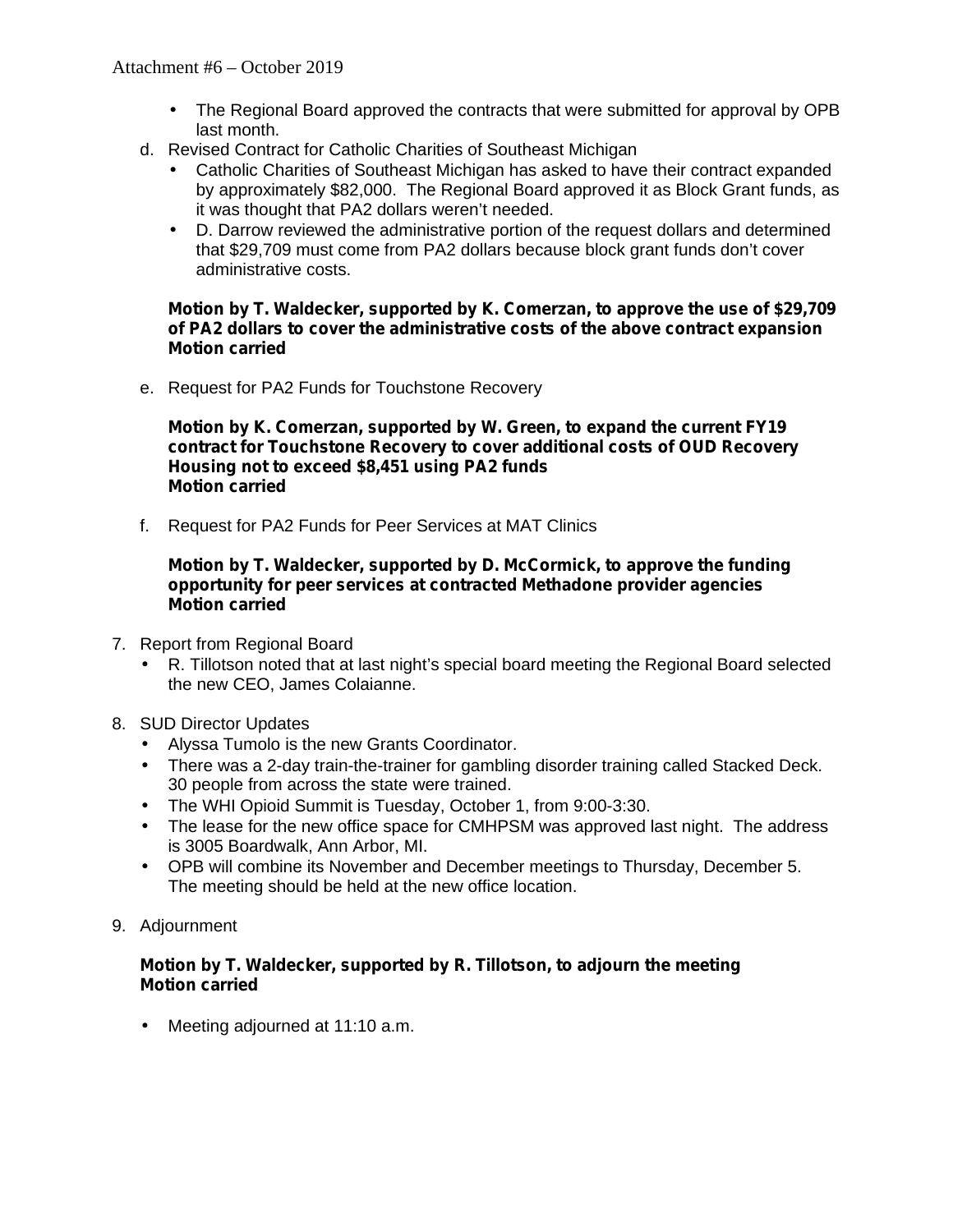- The Regional Board approved the contracts that were submitted for approval by OPB last month.

d. Revised Contract for Catholic Charities of Southeast Michigan
   - Catholic Charities of Southeast Michigan has asked to have their contract expanded by approximately $82,000. The Regional Board approved it as Block Grant funds, as it was thought that PA2 dollars weren't needed.
   - D. Darrow reviewed the administrative portion of the request dollars and determined that $29,709 must come from PA2 dollars because block grant funds don't cover administrative costs.

   **Motion by T. Waldecker, supported by K. Comerzan, to approve the use of $29,709 of PA2 dollars to cover the administrative costs of the above contract expansion**
   **Motion carried**

e. Request for PA2 Funds for Touchstone Recovery

   **Motion by K. Comerzan, supported by W. Green, to expand the current FY19 contract for Touchstone Recovery to cover additional costs of OUD Recovery Housing not to exceed $8,451 using PA2 funds**
   **Motion carried**

f. Request for PA2 Funds for Peer Services at MAT Clinics

   **Motion by T. Waldecker, supported by D. McCormick, to approve the funding opportunity for peer services at contracted Methadone provider agencies**
   **Motion carried**

7. Report from Regional Board
   - R. Tillotson noted that at last night's special board meeting the Regional Board selected the new CEO, James Colaianne.

8. SUD Director Updates
   - Alyssa Tumolo is the new Grants Coordinator.
   - There was a 2-day train-the-trainer for gambling disorder training called Stacked Deck. 30 people from across the state were trained.
   - The WHI Opioid Summit is Tuesday, October 1, from 9:00-3:30.
   - The lease for the new office space for CMHPSM was approved last night. The address is 3005 Boardwalk, Ann Arbor, MI.
   - OPB will combine its November and December meetings to Thursday, December 5. The meeting should be held at the new office location.

9. Adjournment

   **Motion by T. Waldecker, supported by R. Tillotson, to adjourn the meeting**
   **Motion carried**

   - Meeting adjourned at 11:10 a.m.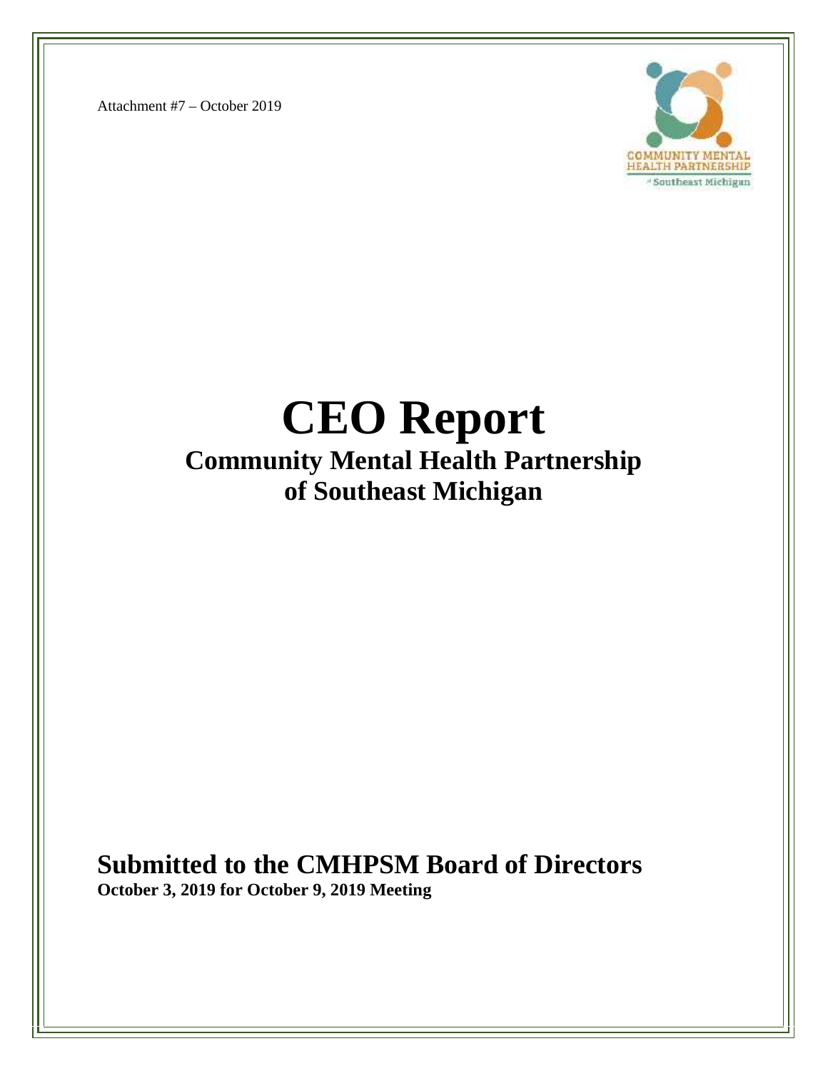Attachment #7 – October 2019

COMMUNITY MENTAL HEALTH PARTNERSHIP of Southeast Michigan

# CEO Report

## Community Mental Health Partnership of Southeast Michigan

## Submitted to the CMHPSM Board of Directors

**October 3, 2019 for October 9, 2019 Meeting**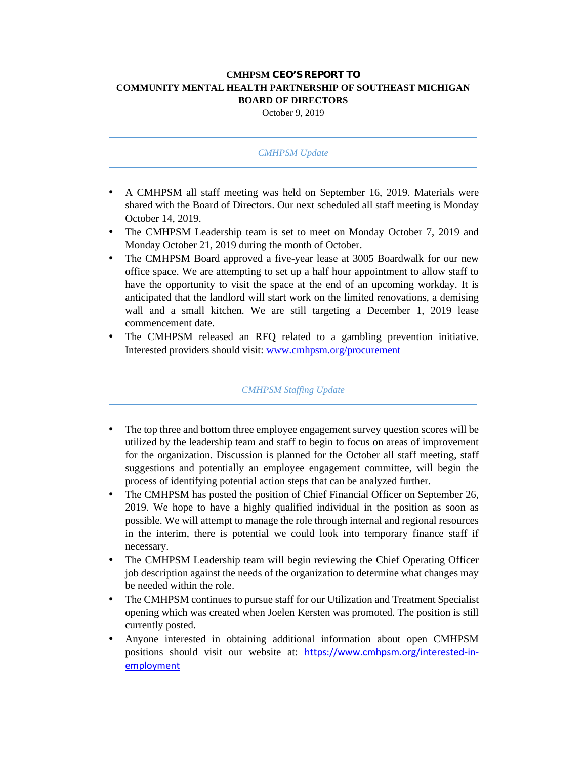# CMHPSM CEO'S REPORT TO COMMUNITY MENTAL HEALTH PARTNERSHIP OF SOUTHEAST MICHIGAN BOARD OF DIRECTORS

October 9, 2019

---

*CMHPSM Update*

---

- A CMHPSM all staff meeting was held on September 16, 2019. Materials were shared with the Board of Directors. Our next scheduled all staff meeting is Monday October 14, 2019.
- The CMHPSM Leadership team is set to meet on Monday October 7, 2019 and Monday October 21, 2019 during the month of October.
- The CMHPSM Board approved a five-year lease at 3005 Boardwalk for our new office space. We are attempting to set up a half hour appointment to allow staff to have the opportunity to visit the space at the end of an upcoming workday. It is anticipated that the landlord will start work on the limited renovations, a demising wall and a small kitchen. We are still targeting a December 1, 2019 lease commencement date.
- The CMHPSM released an RFQ related to a gambling prevention initiative. Interested providers should visit: [www.cmhpsm.org/procurement](www.cmhpsm.org/procurement)

---

*CMHPSM Staffing Update*

---

- The top three and bottom three employee engagement survey question scores will be utilized by the leadership team and staff to begin to focus on areas of improvement for the organization. Discussion is planned for the October all staff meeting, staff suggestions and potentially an employee engagement committee, will begin the process of identifying potential action steps that can be analyzed further.
- The CMHPSM has posted the position of Chief Financial Officer on September 26, 2019. We hope to have a highly qualified individual in the position as soon as possible. We will attempt to manage the role through internal and regional resources in the interim, there is potential we could look into temporary finance staff if necessary.
- The CMHPSM Leadership team will begin reviewing the Chief Operating Officer job description against the needs of the organization to determine what changes may be needed within the role.
- The CMHPSM continues to pursue staff for our Utilization and Treatment Specialist opening which was created when Joelen Kersten was promoted. The position is still currently posted.
- Anyone interested in obtaining additional information about open CMHPSM positions should visit our website at: [https://www.cmhpsm.org/interested-in-employment](https://www.cmhpsm.org/interested-in-employment)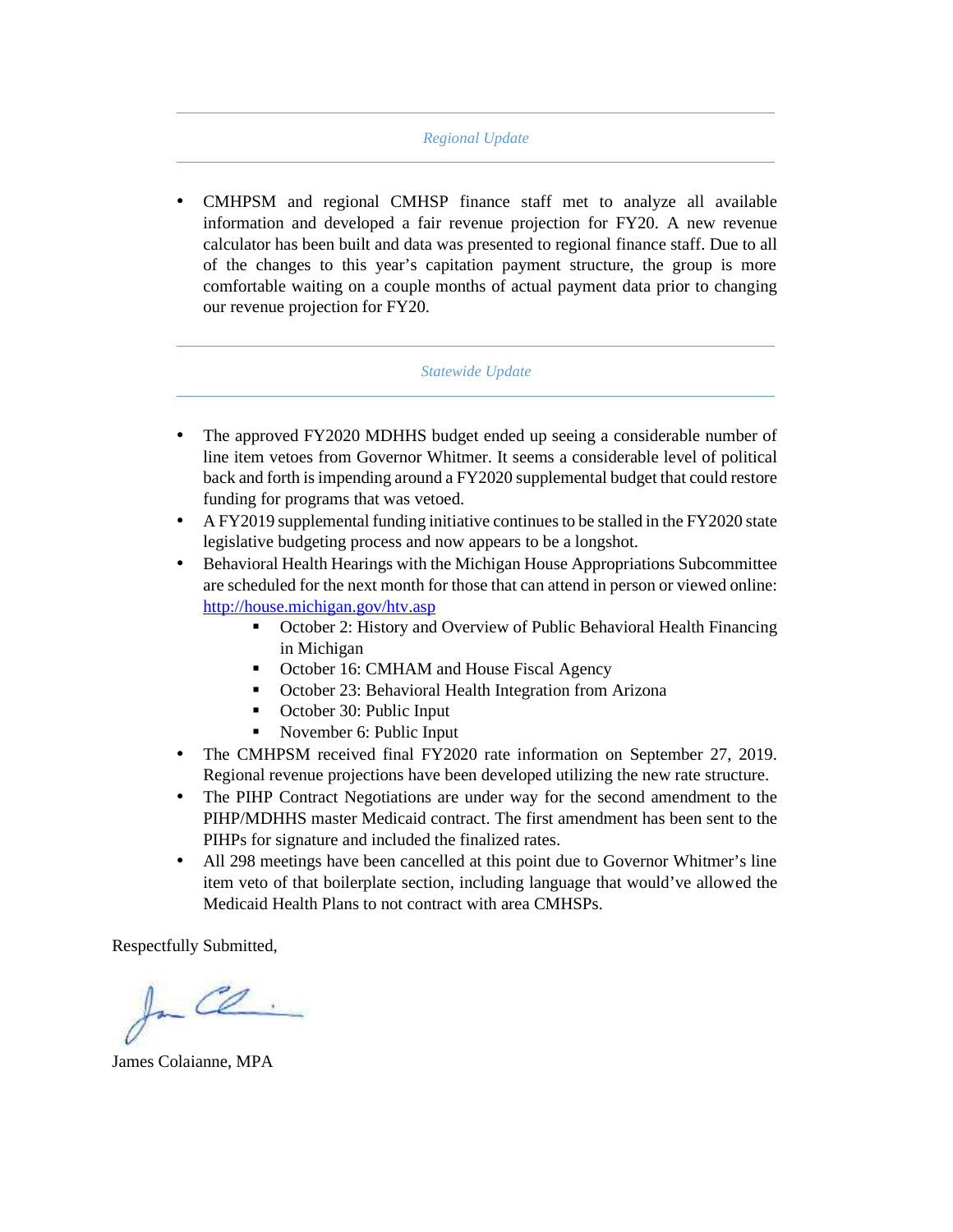## *Regional Update*

- CMHPSM and regional CMHSP finance staff met to analyze all available information and developed a fair revenue projection for FY20. A new revenue calculator has been built and data was presented to regional finance staff. Due to all of the changes to this year's capitation payment structure, the group is more comfortable waiting on a couple months of actual payment data prior to changing our revenue projection for FY20.

## *Statewide Update*

- The approved FY2020 MDHHS budget ended up seeing a considerable number of line item vetoes from Governor Whitmer. It seems a considerable level of political back and forth is impending around a FY2020 supplemental budget that could restore funding for programs that was vetoed.
- A FY2019 supplemental funding initiative continues to be stalled in the FY2020 state legislative budgeting process and now appears to be a longshot.
- Behavioral Health Hearings with the Michigan House Appropriations Subcommittee are scheduled for the next month for those that can attend in person or viewed online: [http://house.michigan.gov/htv.asp](http://house.michigan.gov/htv.asp)
    - October 2: History and Overview of Public Behavioral Health Financing in Michigan
    - October 16: CMHAM and House Fiscal Agency
    - October 23: Behavioral Health Integration from Arizona
    - October 30: Public Input
    - November 6: Public Input
- The CMHPSM received final FY2020 rate information on September 27, 2019. Regional revenue projections have been developed utilizing the new rate structure.
- The PIHP Contract Negotiations are under way for the second amendment to the PIHP/MDHHS master Medicaid contract. The first amendment has been sent to the PIHPs for signature and included the finalized rates.
- All 298 meetings have been cancelled at this point due to Governor Whitmer's line item veto of that boilerplate section, including language that would've allowed the Medicaid Health Plans to not contract with area CMHSPs.

Respectfully Submitted,

James Colaianne, MPA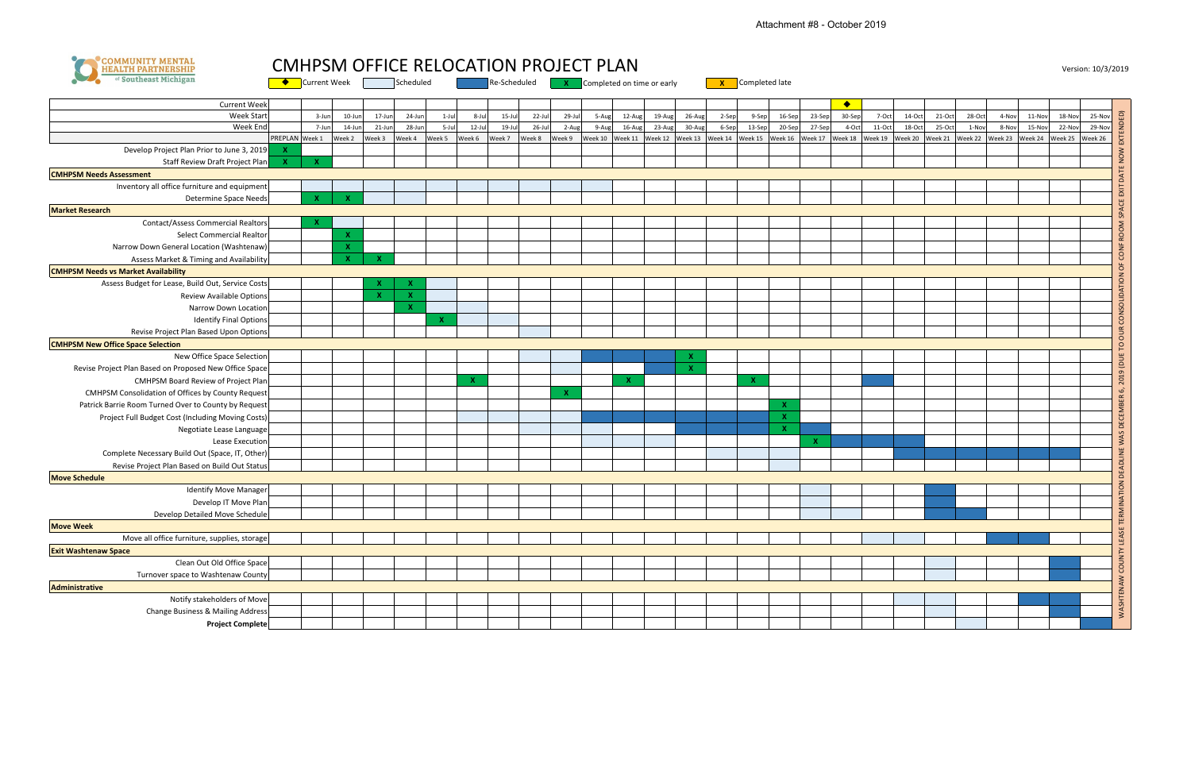Attachment #8 - October 2019

# CMHPSM OFFICE RELOCATION PROJECT PLAN

Version: 10/3/2019

◆ Current Week | Scheduled | Re-Scheduled | X Completed on time or early | X Completed late

| | | | | | | | | | | | | | | | | | | | | | | | | | | | |
|---|---|---|---|---|---|---|---|---|---|---|---|---|---|---|---|---|---|---|---|---|---|---|---|---|---|---|---|
| Current Week | | | | | | | | | | | | | | | | | | | ◆ | | | | | | | | |
| Week Start | | 3-Jun | 10-Jun | 17-Jun | 24-Jun | 1-Jul | 8-Jul | 15-Jul | 22-Jul | 29-Jul | 5-Aug | 12-Aug | 19-Aug | 26-Aug | 2-Sep | 9-Sep | 16-Sep | 23-Sep | 30-Sep | 7-Oct | 14-Oct | 21-Oct | 28-Oct | 4-Nov | 11-Nov | 18-Nov | 25-Nov |
| Week End | | 7-Jun | 14-Jun | 21-Jun | 28-Jun | 5-Jul | 12-Jul | 19-Jul | 26-Jul | 2-Aug | 9-Aug | 16-Aug | 23-Aug | 30-Aug | 6-Sep | 13-Sep | 20-Sep | 27-Sep | 4-Oct | 11-Oct | 18-Oct | 25-Oct | 1-Nov | 8-Nov | 15-Nov | 22-Nov | 29-Nov |
| | PREPLAN | Week 1 | Week 2 | Week 3 | Week 4 | Week 5 | Week 6 | Week 7 | Week 8 | Week 9 | Week 10 | Week 11 | Week 12 | Week 13 | Week 14 | Week 15 | Week 16 | Week 17 | Week 18 | Week 19 | Week 20 | Week 21 | Week 22 | Week 23 | Week 24 | Week 25 | Week 26 |
| Develop Project Plan Prior to June 3, 2019 | X | | | | | | | | | | | | | | | | | | | | | | | | | | |
| Staff Review Draft Project Plan | X | X | | | | | | | | | | | | | | | | | | | | | | | | | |
| **CMHPSM Needs Assessment** | | | | | | | | | | | | | | | | | | | | | | | | | | | |
| Inventory all office furniture and equipment | | | | | | | | | | | | | | | | | | | | | | | | | | | |
| Determine Space Needs | | X | X | | | | | | | | | | | | | | | | | | | | | | | | |
| **Market Research** | | | | | | | | | | | | | | | | | | | | | | | | | | | |
| Contact/Assess Commercial Realtors | | X | | | | | | | | | | | | | | | | | | | | | | | | | |
| Select Commercial Realtor | | | X | | | | | | | | | | | | | | | | | | | | | | | | |
| Narrow Down General Location (Washtenaw) | | | X | | | | | | | | | | | | | | | | | | | | | | | | |
| Assess Market & Timing and Availability | | | X | X | | | | | | | | | | | | | | | | | | | | | | | |
| **CMHPSM Needs vs Market Availability** | | | | | | | | | | | | | | | | | | | | | | | | | | | |
| Assess Budget for Lease, Build Out, Service Costs | | | | X | X | | | | | | | | | | | | | | | | | | | | | | |
| Review Available Options | | | | X | X | | | | | | | | | | | | | | | | | | | | | | |
| Narrow Down Location | | | | | X | | | | | | | | | | | | | | | | | | | | | | |
| Identify Final Options | | | | | | X | | | | | | | | | | | | | | | | | | | | | |
| Revise Project Plan Based Upon Options | | | | | | | | | | | | | | | | | | | | | | | | | | | |
| **CMHPSM New Office Space Selection** | | | | | | | | | | | | | | | | | | | | | | | | | | | |
| New Office Space Selection | | | | | | | | | | | | | | X | | | | | | | | | | | | | |
| Revise Project Plan Based on Proposed New Office Space | | | | | | | | | | | | | | X | | | | | | | | | | | | | |
| CMHPSM Board Review of Project Plan | | | | | | | X | | | | | X | | | | X | | | | | | | | | | | |
| CMHPSM Consolidation of Offices by County Request | | | | | | | | | | X | | | | | | | | | | | | | | | | | |
| Patrick Barrie Room Turned Over to County by Request | | | | | | | | | | | | | | | | | X | | | | | | | | | | |
| Project Full Budget Cost (Including Moving Costs) | | | | | | | | | | | | | | | | | X | | | | | | | | | | |
| Negotiate Lease Language | | | | | | | | | | | | | | | | | X | | | | | | | | | | |
| Lease Execution | | | | | | | | | | | | | | | | | | X | | | | | | | | | |
| Complete Necessary Build Out (Space, IT, Other) | | | | | | | | | | | | | | | | | | | | | | | | | | | |
| Revise Project Plan Based on Build Out Status | | | | | | | | | | | | | | | | | | | | | | | | | | | |
| **Move Schedule** | | | | | | | | | | | | | | | | | | | | | | | | | | | |
| Identify Move Manager | | | | | | | | | | | | | | | | | | | | | | | | | | | |
| Develop IT Move Plan | | | | | | | | | | | | | | | | | | | | | | | | | | | |
| Develop Detailed Move Schedule | | | | | | | | | | | | | | | | | | | | | | | | | | | |
| **Move Week** | | | | | | | | | | | | | | | | | | | | | | | | | | | |
| Move all office furniture, supplies, storage | | | | | | | | | | | | | | | | | | | | | | | | | | | |
| **Exit Washtenaw Space** | | | | | | | | | | | | | | | | | | | | | | | | | | | |
| Clean Out Old Office Space | | | | | | | | | | | | | | | | | | | | | | | | | | | |
| Turnover space to Washtenaw County | | | | | | | | | | | | | | | | | | | | | | | | | | | |
| **Administrative** | | | | | | | | | | | | | | | | | | | | | | | | | | | |
| Notify stakeholders of Move | | | | | | | | | | | | | | | | | | | | | | | | | | | |
| Change Business & Mailing Address | | | | | | | | | | | | | | | | | | | | | | | | | | | |
| **Project Complete** | | | | | | | | | | | | | | | | | | | | | | | | | | | |

WASHTENAW COUNTY LEASE TERMINATION DEADLINE WAS DECEMBER 6, 2019 (DUE TO OUR CONSOLIDATION OF CONF ROOM SPACE EXIT DATE NOW EXTENDED)